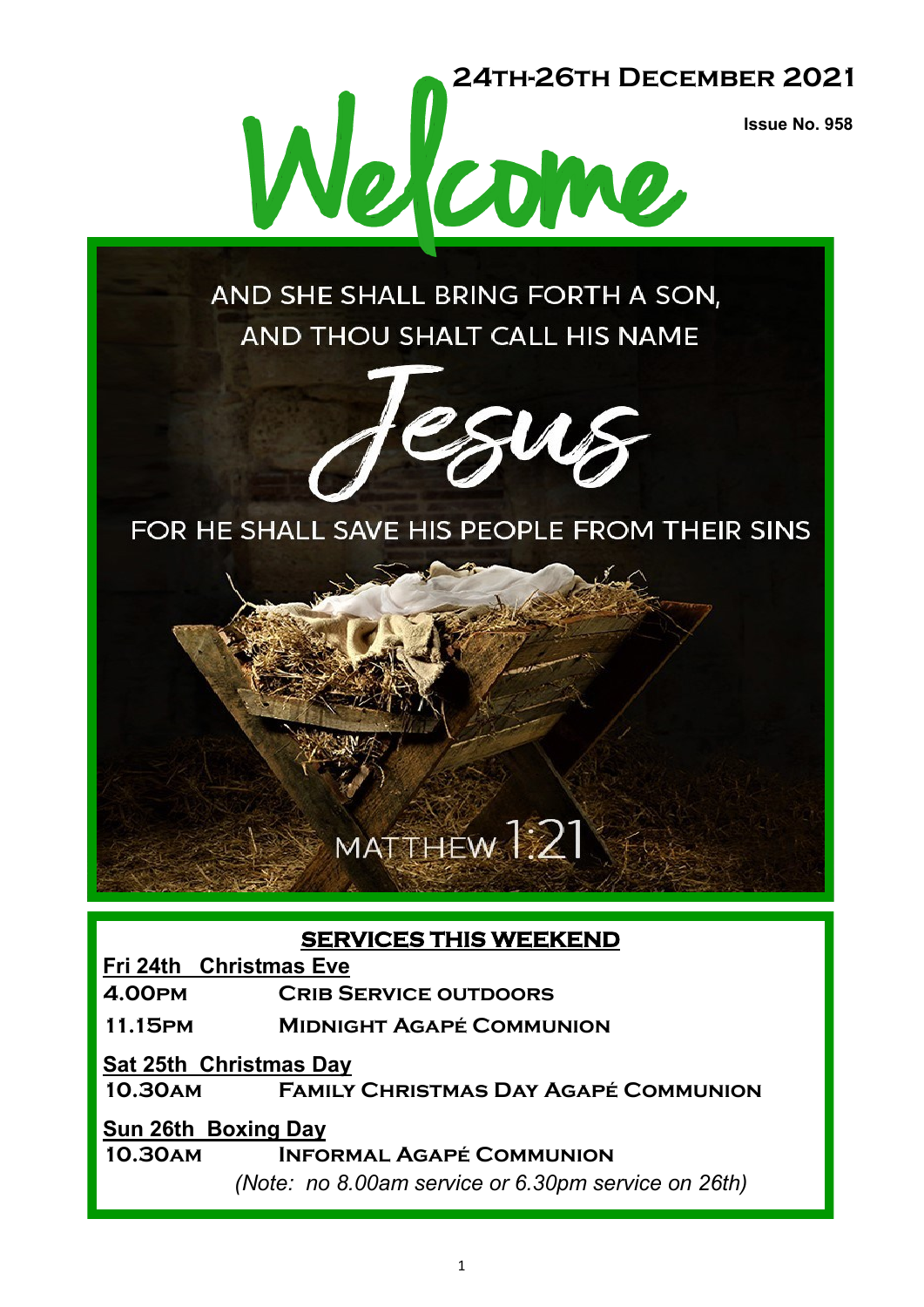# Welcome

**24th-26th December 2021**

**Issue No. 958**

AND SHE SHALL BRING FORTH A SON,
AND THOU SHALT CALL HIS NAME

Jesus

FOR HE SHALL SAVE HIS PEOPLE FROM THEIR SINS

MATTHEW 1:21

## SERVICES THIS WEEKEND

**Fri 24th Christmas Eve**

**4.00pm** — **Crib Service outdoors**

**11.15pm** — **Midnight Agapé Communion**

**Sat 25th Christmas Day**

**10.30am** — **Family Christmas Day Agapé Communion**

**Sun 26th Boxing Day**

**10.30am** — **Informal Agapé Communion**

*(Note: no 8.00am service or 6.30pm service on 26th)*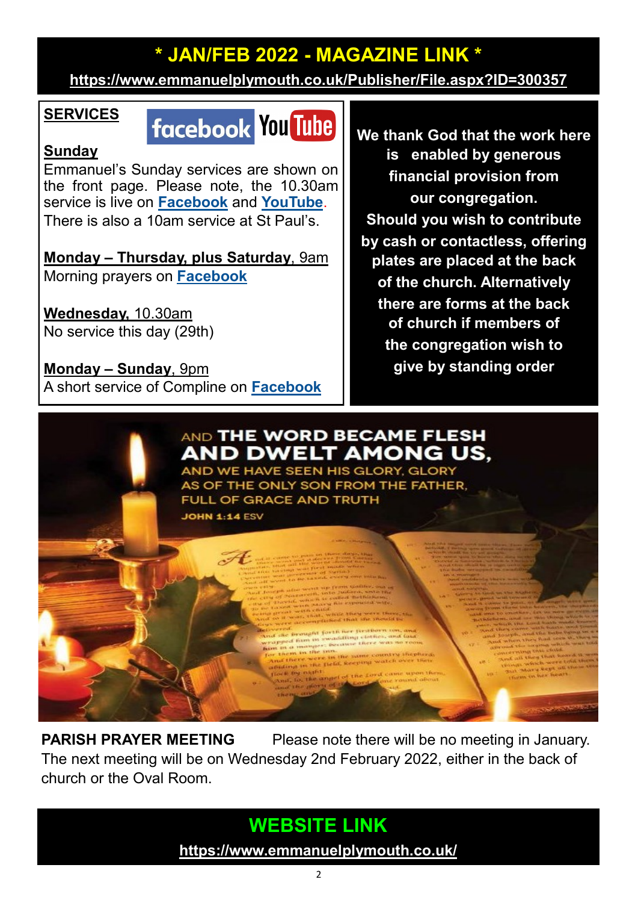## * JAN/FEB 2022 - MAGAZINE LINK *

**https://www.emmanuelplymouth.co.uk/Publisher/File.aspx?ID=300357**

### SERVICES

**Sunday**
Emmanuel's Sunday services are shown on the front page. Please note, the 10.30am service is live on **Facebook** and **YouTube**. There is also a 10am service at St Paul's.

**Monday – Thursday, plus Saturday**, 9am
Morning prayers on **Facebook**

**Wednesday**, 10.30am
No service this day (29th)

**Monday – Sunday**, 9pm
A short service of Compline on **Facebook**

**We thank God that the work here is enabled by generous financial provision from our congregation. Should you wish to contribute by cash or contactless, offering plates are placed at the back of the church. Alternatively there are forms at the back of church if members of the congregation wish to give by standing order**

AND THE WORD BECAME FLESH AND DWELT AMONG US, AND WE HAVE SEEN HIS GLORY, GLORY AS OF THE ONLY SON FROM THE FATHER, FULL OF GRACE AND TRUTH
JOHN 1:14 ESV

**PARISH PRAYER MEETING** Please note there will be no meeting in January. The next meeting will be on Wednesday 2nd February 2022, either in the back of church or the Oval Room.

## WEBSITE LINK

**https://www.emmanuelplymouth.co.uk/**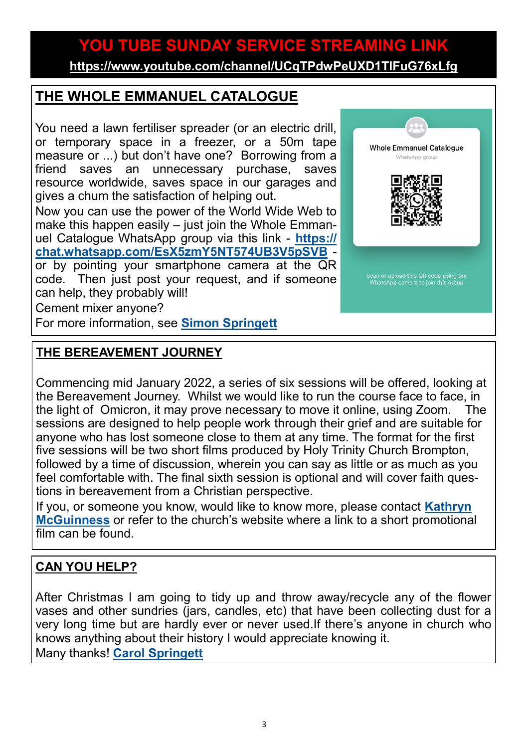# YOU TUBE SUNDAY SERVICE STREAMING LINK

**https://www.youtube.com/channel/UCqTPdwPeUXD1TIFuG76xLfg**

## THE WHOLE EMMANUEL CATALOGUE

You need a lawn fertiliser spreader (or an electric drill, or temporary space in a freezer, or a 50m tape measure or ...) but don't have one? Borrowing from a friend saves an unnecessary purchase, saves resource worldwide, saves space in our garages and gives a chum the satisfaction of helping out.

Now you can use the power of the World Wide Web to make this happen easily – just join the Whole Emmanuel Catalogue WhatsApp group via this link - **https://chat.whatsapp.com/EsX5zmY5NT574UB3V5pSVB** - or by pointing your smartphone camera at the QR code. Then just post your request, and if someone can help, they probably will!

Cement mixer anyone?

For more information, see **Simon Springett**

Whole Emmanuel Catalogue
WhatsApp group

Scan or upload this QR code using the WhatsApp camera to join this group

## THE BEREAVEMENT JOURNEY

Commencing mid January 2022, a series of six sessions will be offered, looking at the Bereavement Journey. Whilst we would like to run the course face to face, in the light of Omicron, it may prove necessary to move it online, using Zoom. The sessions are designed to help people work through their grief and are suitable for anyone who has lost someone close to them at any time. The format for the first five sessions will be two short films produced by Holy Trinity Church Brompton, followed by a time of discussion, wherein you can say as little or as much as you feel comfortable with. The final sixth session is optional and will cover faith questions in bereavement from a Christian perspective.

If you, or someone you know, would like to know more, please contact **Kathryn McGuinness** or refer to the church's website where a link to a short promotional film can be found.

## CAN YOU HELP?

After Christmas I am going to tidy up and throw away/recycle any of the flower vases and other sundries (jars, candles, etc) that have been collecting dust for a very long time but are hardly ever or never used.If there's anyone in church who knows anything about their history I would appreciate knowing it.

Many thanks! **Carol Springett**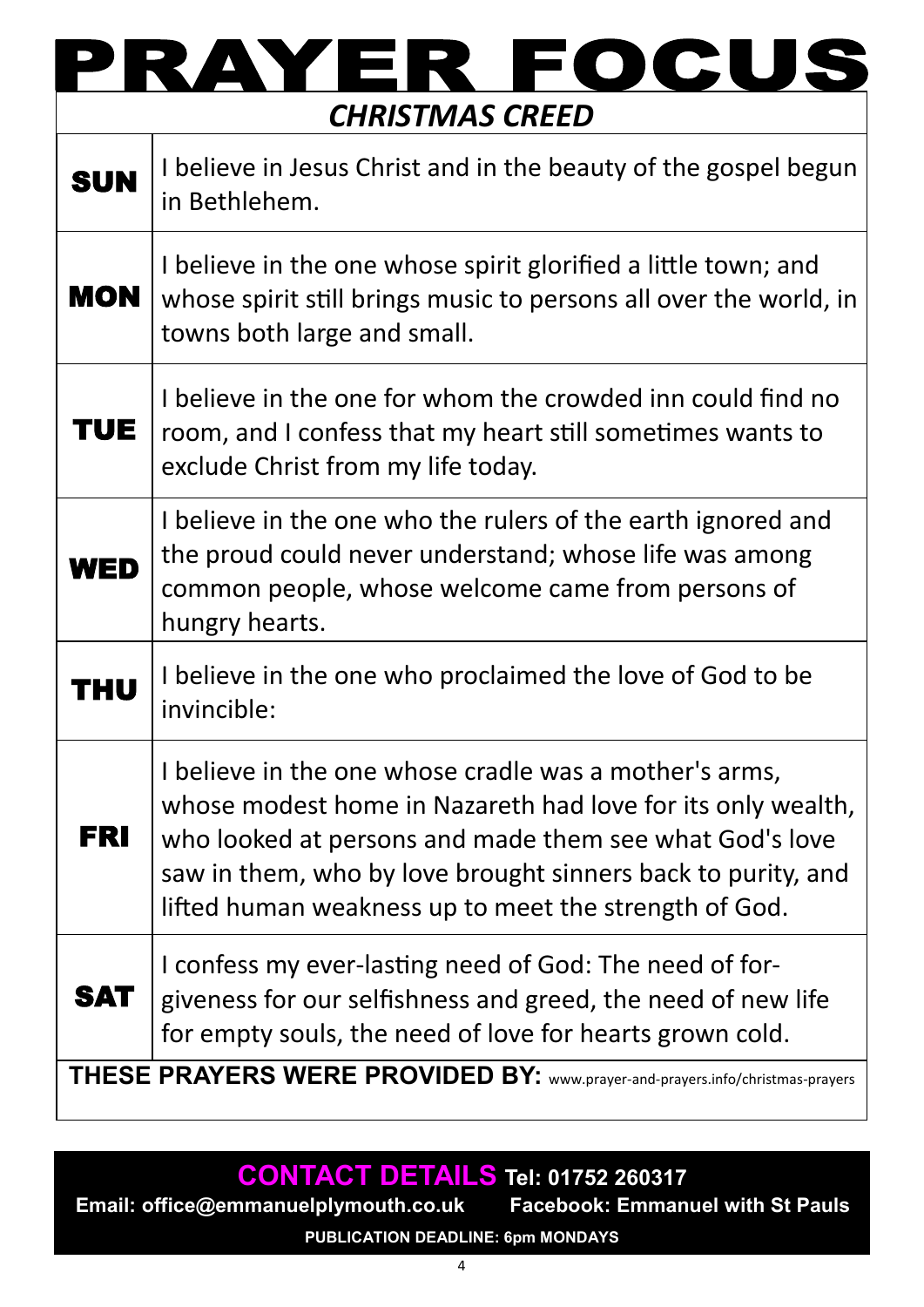# PRAYER FOCUS

## *CHRISTMAS CREED*

| | |
|---|---|
| **SUN** | I believe in Jesus Christ and in the beauty of the gospel begun in Bethlehem. |
| **MON** | I believe in the one whose spirit glorified a little town; and whose spirit still brings music to persons all over the world, in towns both large and small. |
| **TUE** | I believe in the one for whom the crowded inn could find no room, and I confess that my heart still sometimes wants to exclude Christ from my life today. |
| **WED** | I believe in the one who the rulers of the earth ignored and the proud could never understand; whose life was among common people, whose welcome came from persons of hungry hearts. |
| **THU** | I believe in the one who proclaimed the love of God to be invincible: |
| **FRI** | I believe in the one whose cradle was a mother's arms, whose modest home in Nazareth had love for its only wealth, who looked at persons and made them see what God's love saw in them, who by love brought sinners back to purity, and lifted human weakness up to meet the strength of God. |
| **SAT** | I confess my ever-lasting need of God: The need of forgiveness for our selfishness and greed, the need of new life for empty souls, the need of love for hearts grown cold. |

**THESE PRAYERS WERE PROVIDED BY:** www.prayer-and-prayers.info/christmas-prayers

**CONTACT DETAILS Tel: 01752 260317**

**Email: office@emmanuelplymouth.co.uk** **Facebook: Emmanuel with St Pauls**

**PUBLICATION DEADLINE: 6pm MONDAYS**